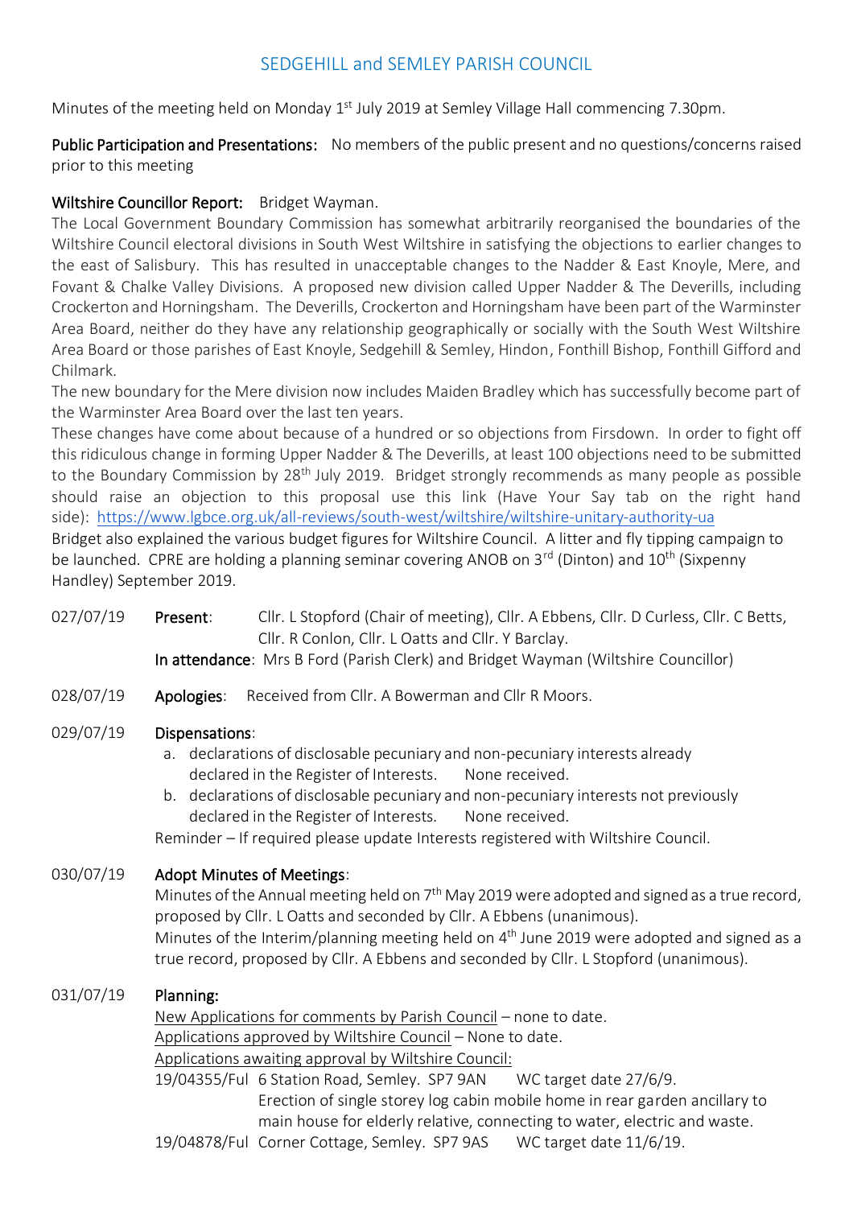# SEDGEHILL and SEMLEY PARISH COUNCIL

Minutes of the meeting held on Monday 1st July 2019 at Semley Village Hall commencing 7.30pm.

**Public Participation and Presentations:** No members of the public present and no questions/concerns raised prior to this meeting

**Wiltshire Councillor Report:** Bridget Wayman.

The Local Government Boundary Commission has somewhat arbitrarily reorganised the boundaries of the Wiltshire Council electoral divisions in South West Wiltshire in satisfying the objections to earlier changes to the east of Salisbury. This has resulted in unacceptable changes to the Nadder & East Knoyle, Mere, and Fovant & Chalke Valley Divisions. A proposed new division called Upper Nadder & The Deverills, including Crockerton and Horningsham. The Deverills, Crockerton and Horningsham have been part of the Warminster Area Board, neither do they have any relationship geographically or socially with the South West Wiltshire Area Board or those parishes of East Knoyle, Sedgehill & Semley, Hindon, Fonthill Bishop, Fonthill Gifford and Chilmark.

The new boundary for the Mere division now includes Maiden Bradley which has successfully become part of the Warminster Area Board over the last ten years.

These changes have come about because of a hundred or so objections from Firsdown. In order to fight off this ridiculous change in forming Upper Nadder & The Deverills, at least 100 objections need to be submitted to the Boundary Commission by 28th July 2019. Bridget strongly recommends as many people as possible should raise an objection to this proposal use this link (Have Your Say tab on the right hand side): https://www.lgbce.org.uk/all-reviews/south-west/wiltshire/wiltshire-unitary-authority-ua

Bridget also explained the various budget figures for Wiltshire Council. A litter and fly tipping campaign to be launched. CPRE are holding a planning seminar covering ANOB on 3rd (Dinton) and 10th (Sixpenny Handley) September 2019.

027/07/19 **Present**: Cllr. L Stopford (Chair of meeting), Cllr. A Ebbens, Cllr. D Curless, Cllr. C Betts, Cllr. R Conlon, Cllr. L Oatts and Cllr. Y Barclay.

**In attendance**: Mrs B Ford (Parish Clerk) and Bridget Wayman (Wiltshire Councillor)

028/07/19 **Apologies**: Received from Cllr. A Bowerman and Cllr R Moors.

029/07/19 **Dispensations**:

a. declarations of disclosable pecuniary and non-pecuniary interests already declared in the Register of Interests. None received.
b. declarations of disclosable pecuniary and non-pecuniary interests not previously declared in the Register of Interests. None received.

Reminder – If required please update Interests registered with Wiltshire Council.

030/07/19 **Adopt Minutes of Meetings**:

Minutes of the Annual meeting held on 7th May 2019 were adopted and signed as a true record, proposed by Cllr. L Oatts and seconded by Cllr. A Ebbens (unanimous).

Minutes of the Interim/planning meeting held on 4th June 2019 were adopted and signed as a true record, proposed by Cllr. A Ebbens and seconded by Cllr. L Stopford (unanimous).

031/07/19 **Planning:**

New Applications for comments by Parish Council – none to date.

Applications approved by Wiltshire Council – None to date.

Applications awaiting approval by Wiltshire Council:

19/04355/Ful 6 Station Road, Semley. SP7 9AN WC target date 27/6/9.
Erection of single storey log cabin mobile home in rear garden ancillary to main house for elderly relative, connecting to water, electric and waste.

19/04878/Ful Corner Cottage, Semley. SP7 9AS WC target date 11/6/19.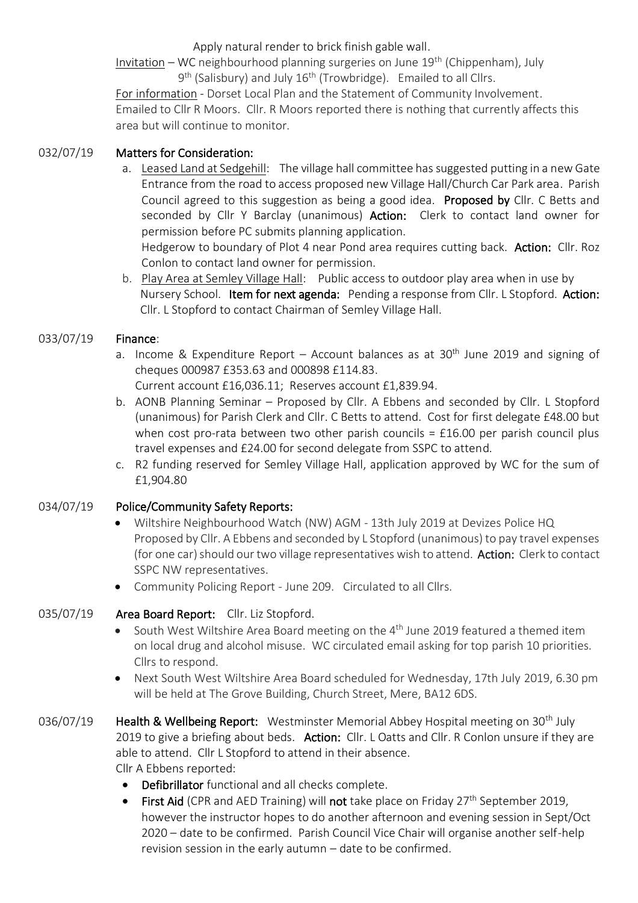Apply natural render to brick finish gable wall.

Invitation – WC neighbourhood planning surgeries on June 19th (Chippenham), July 9th (Salisbury) and July 16th (Trowbridge). Emailed to all Cllrs.

For information - Dorset Local Plan and the Statement of Community Involvement. Emailed to Cllr R Moors. Cllr. R Moors reported there is nothing that currently affects this area but will continue to monitor.

032/07/19 **Matters for Consideration:**

a. Leased Land at Sedgehill: The village hall committee has suggested putting in a new Gate Entrance from the road to access proposed new Village Hall/Church Car Park area. Parish Council agreed to this suggestion as being a good idea. **Proposed by** Cllr. C Betts and seconded by Cllr Y Barclay (unanimous) **Action:** Clerk to contact land owner for permission before PC submits planning application.

   Hedgerow to boundary of Plot 4 near Pond area requires cutting back. **Action:** Cllr. Roz Conlon to contact land owner for permission.

b. Play Area at Semley Village Hall: Public access to outdoor play area when in use by Nursery School. **Item for next agenda:** Pending a response from Cllr. L Stopford. **Action:** Cllr. L Stopford to contact Chairman of Semley Village Hall.

033/07/19 **Finance**:

a. Income & Expenditure Report – Account balances as at 30th June 2019 and signing of cheques 000987 £353.63 and 000898 £114.83.

   Current account £16,036.11; Reserves account £1,839.94.

b. AONB Planning Seminar – Proposed by Cllr. A Ebbens and seconded by Cllr. L Stopford (unanimous) for Parish Clerk and Cllr. C Betts to attend. Cost for first delegate £48.00 but when cost pro-rata between two other parish councils = £16.00 per parish council plus travel expenses and £24.00 for second delegate from SSPC to attend.

c. R2 funding reserved for Semley Village Hall, application approved by WC for the sum of £1,904.80

034/07/19 **Police/Community Safety Reports:**

- Wiltshire Neighbourhood Watch (NW) AGM - 13th July 2019 at Devizes Police HQ Proposed by Cllr. A Ebbens and seconded by L Stopford (unanimous) to pay travel expenses (for one car) should our two village representatives wish to attend. **Action:** Clerk to contact SSPC NW representatives.
- Community Policing Report - June 209. Circulated to all Cllrs.

035/07/19 **Area Board Report:** Cllr. Liz Stopford.

- South West Wiltshire Area Board meeting on the 4th June 2019 featured a themed item on local drug and alcohol misuse. WC circulated email asking for top parish 10 priorities. Cllrs to respond.
- Next South West Wiltshire Area Board scheduled for Wednesday, 17th July 2019, 6.30 pm will be held at The Grove Building, Church Street, Mere, BA12 6DS.

036/07/19 **Health & Wellbeing Report:** Westminster Memorial Abbey Hospital meeting on 30th July 2019 to give a briefing about beds. **Action:** Cllr. L Oatts and Cllr. R Conlon unsure if they are able to attend. Cllr L Stopford to attend in their absence.

Cllr A Ebbens reported:

- **Defibrillator** functional and all checks complete.
- **First Aid** (CPR and AED Training) will **not** take place on Friday 27th September 2019, however the instructor hopes to do another afternoon and evening session in Sept/Oct 2020 – date to be confirmed. Parish Council Vice Chair will organise another self-help revision session in the early autumn – date to be confirmed.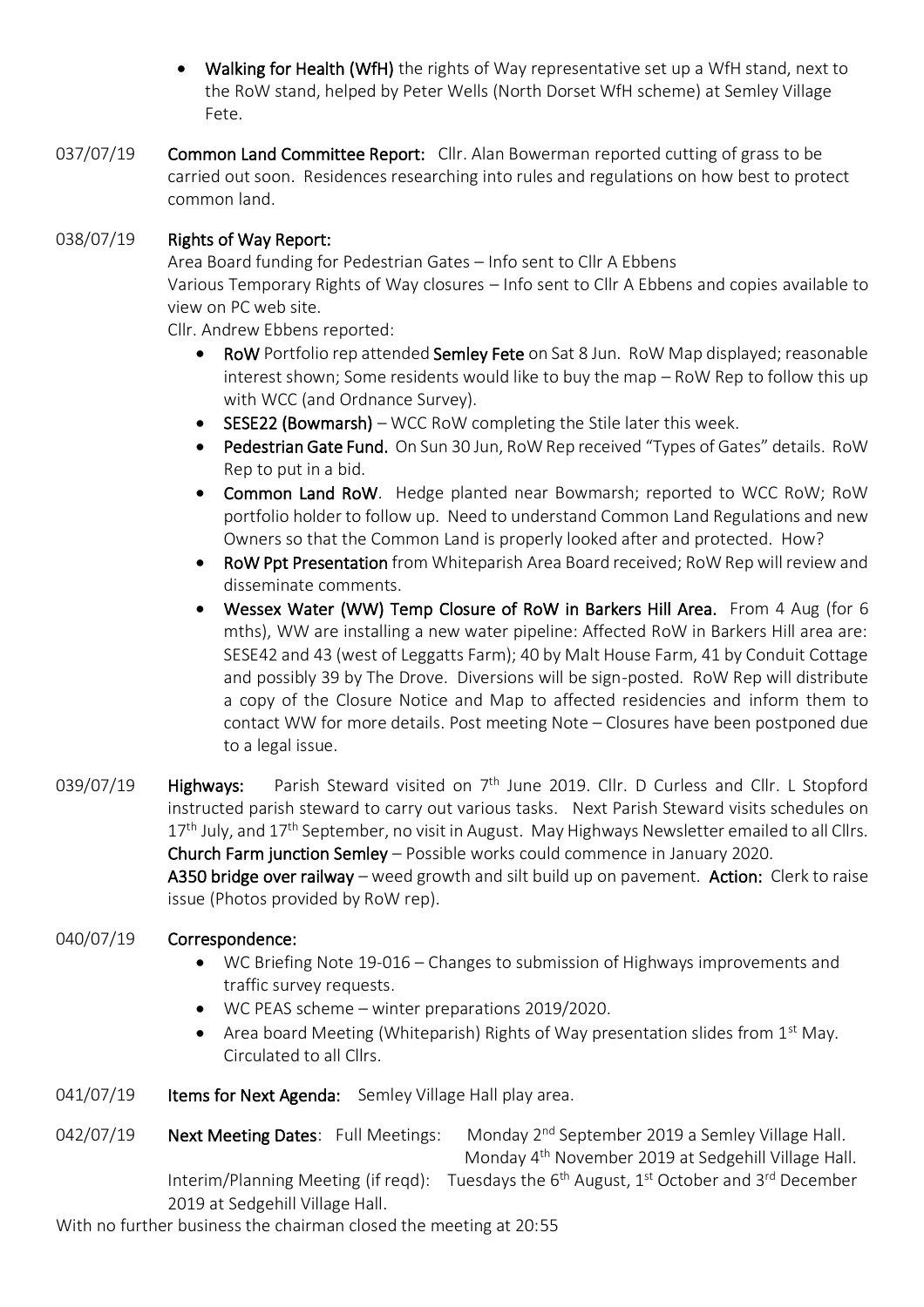- **Walking for Health (WfH)** the rights of Way representative set up a WfH stand, next to the RoW stand, helped by Peter Wells (North Dorset WfH scheme) at Semley Village Fete.

037/07/19 **Common Land Committee Report:** Cllr. Alan Bowerman reported cutting of grass to be carried out soon. Residences researching into rules and regulations on how best to protect common land.

038/07/19 **Rights of Way Report:**

Area Board funding for Pedestrian Gates – Info sent to Cllr A Ebbens

Various Temporary Rights of Way closures – Info sent to Cllr A Ebbens and copies available to view on PC web site.

Cllr. Andrew Ebbens reported:

- **RoW** Portfolio rep attended **Semley Fete** on Sat 8 Jun. RoW Map displayed; reasonable interest shown; Some residents would like to buy the map – RoW Rep to follow this up with WCC (and Ordnance Survey).
- **SESE22 (Bowmarsh)** – WCC RoW completing the Stile later this week.
- **Pedestrian Gate Fund.** On Sun 30 Jun, RoW Rep received "Types of Gates" details. RoW Rep to put in a bid.
- **Common Land RoW**. Hedge planted near Bowmarsh; reported to WCC RoW; RoW portfolio holder to follow up. Need to understand Common Land Regulations and new Owners so that the Common Land is properly looked after and protected. How?
- **RoW Ppt Presentation** from Whiteparish Area Board received; RoW Rep will review and disseminate comments.
- **Wessex Water (WW) Temp Closure of RoW in Barkers Hill Area.** From 4 Aug (for 6 mths), WW are installing a new water pipeline: Affected RoW in Barkers Hill area are: SESE42 and 43 (west of Leggatts Farm); 40 by Malt House Farm, 41 by Conduit Cottage and possibly 39 by The Drove. Diversions will be sign-posted. RoW Rep will distribute a copy of the Closure Notice and Map to affected residencies and inform them to contact WW for more details. Post meeting Note – Closures have been postponed due to a legal issue.

039/07/19 **Highways:** Parish Steward visited on 7th June 2019. Cllr. D Curless and Cllr. L Stopford instructed parish steward to carry out various tasks. Next Parish Steward visits schedules on 17th July, and 17th September, no visit in August. May Highways Newsletter emailed to all Cllrs.

**Church Farm junction Semley** – Possible works could commence in January 2020.

**A350 bridge over railway** – weed growth and silt build up on pavement. **Action:** Clerk to raise issue (Photos provided by RoW rep).

040/07/19 **Correspondence:**

- WC Briefing Note 19-016 – Changes to submission of Highways improvements and traffic survey requests.
- WC PEAS scheme – winter preparations 2019/2020.
- Area board Meeting (Whiteparish) Rights of Way presentation slides from 1st May. Circulated to all Cllrs.

041/07/19 **Items for Next Agenda:** Semley Village Hall play area.

042/07/19 **Next Meeting Dates**: Full Meetings: Monday 2nd September 2019 a Semley Village Hall.
Monday 4th November 2019 at Sedgehill Village Hall.

Interim/Planning Meeting (if reqd): Tuesdays the 6th August, 1st October and 3rd December 2019 at Sedgehill Village Hall.

With no further business the chairman closed the meeting at 20:55